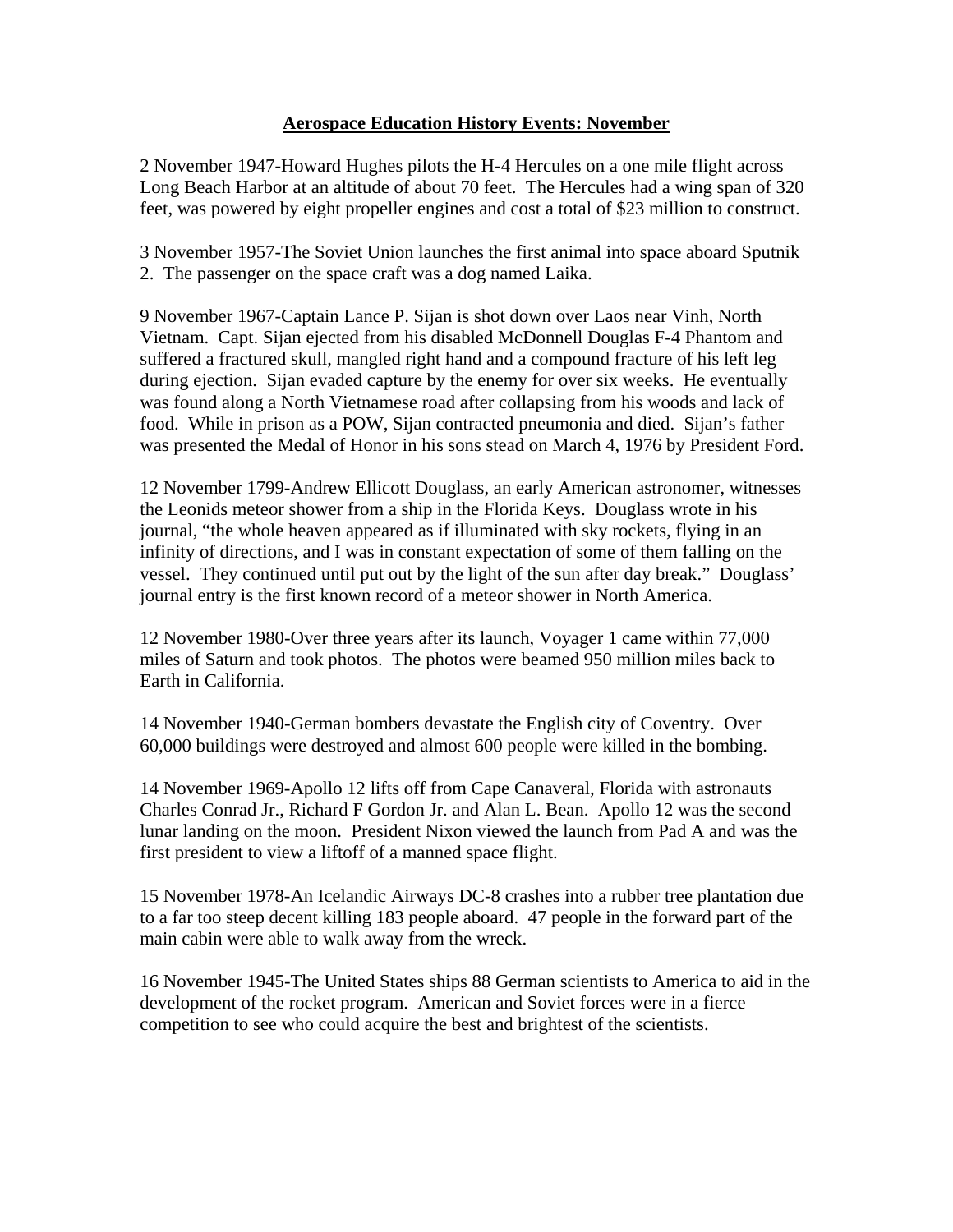# **Aerospace Education History Events: November**

2 November 1947-Howard Hughes pilots the H-4 Hercules on a one mile flight across Long Beach Harbor at an altitude of about 70 feet. The Hercules had a wing span of 320 feet, was powered by eight propeller engines and cost a total of $23 million to construct.

3 November 1957-The Soviet Union launches the first animal into space aboard Sputnik 2. The passenger on the space craft was a dog named Laika.

9 November 1967-Captain Lance P. Sijan is shot down over Laos near Vinh, North Vietnam. Capt. Sijan ejected from his disabled McDonnell Douglas F-4 Phantom and suffered a fractured skull, mangled right hand and a compound fracture of his left leg during ejection. Sijan evaded capture by the enemy for over six weeks. He eventually was found along a North Vietnamese road after collapsing from his woods and lack of food. While in prison as a POW, Sijan contracted pneumonia and died. Sijan's father was presented the Medal of Honor in his sons stead on March 4, 1976 by President Ford.

12 November 1799-Andrew Ellicott Douglass, an early American astronomer, witnesses the Leonids meteor shower from a ship in the Florida Keys. Douglass wrote in his journal, "the whole heaven appeared as if illuminated with sky rockets, flying in an infinity of directions, and I was in constant expectation of some of them falling on the vessel. They continued until put out by the light of the sun after day break." Douglass' journal entry is the first known record of a meteor shower in North America.

12 November 1980-Over three years after its launch, Voyager 1 came within 77,000 miles of Saturn and took photos. The photos were beamed 950 million miles back to Earth in California.

14 November 1940-German bombers devastate the English city of Coventry. Over 60,000 buildings were destroyed and almost 600 people were killed in the bombing.

14 November 1969-Apollo 12 lifts off from Cape Canaveral, Florida with astronauts Charles Conrad Jr., Richard F Gordon Jr. and Alan L. Bean. Apollo 12 was the second lunar landing on the moon. President Nixon viewed the launch from Pad A and was the first president to view a liftoff of a manned space flight.

15 November 1978-An Icelandic Airways DC-8 crashes into a rubber tree plantation due to a far too steep decent killing 183 people aboard. 47 people in the forward part of the main cabin were able to walk away from the wreck.

16 November 1945-The United States ships 88 German scientists to America to aid in the development of the rocket program. American and Soviet forces were in a fierce competition to see who could acquire the best and brightest of the scientists.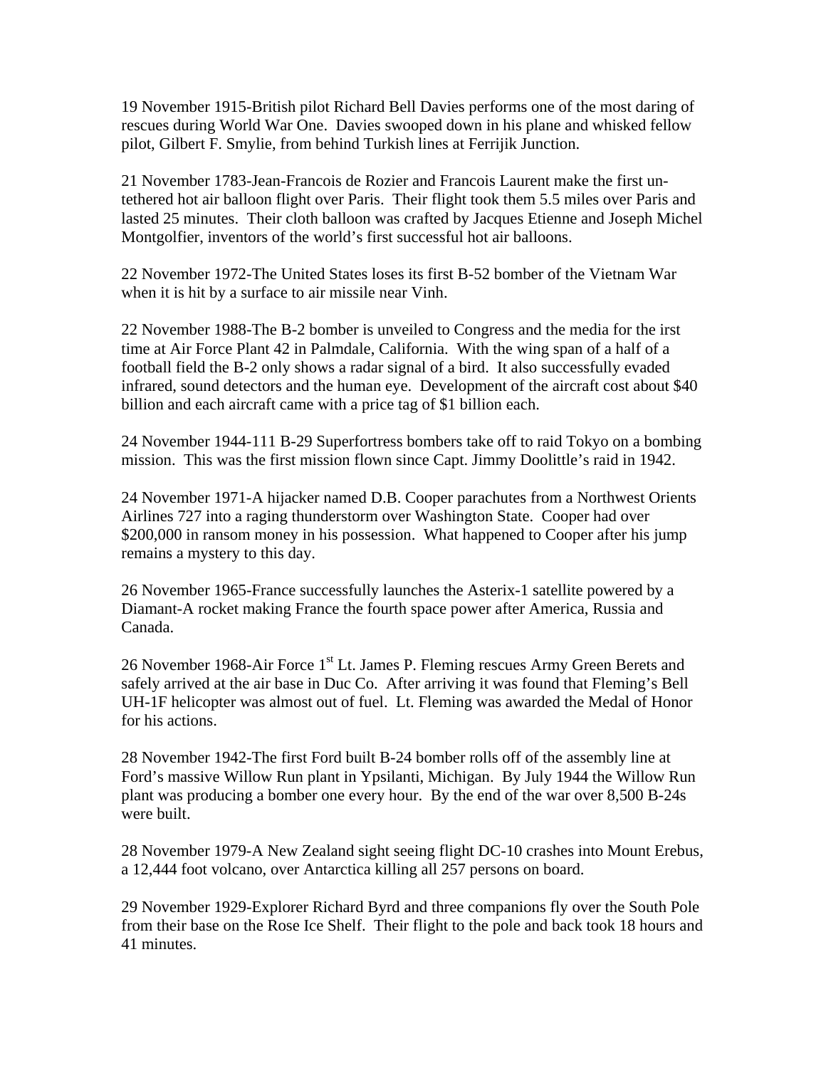19 November 1915-British pilot Richard Bell Davies performs one of the most daring of rescues during World War One. Davies swooped down in his plane and whisked fellow pilot, Gilbert F. Smylie, from behind Turkish lines at Ferrijik Junction.

21 November 1783-Jean-Francois de Rozier and Francois Laurent make the first un-tethered hot air balloon flight over Paris. Their flight took them 5.5 miles over Paris and lasted 25 minutes. Their cloth balloon was crafted by Jacques Etienne and Joseph Michel Montgolfier, inventors of the world's first successful hot air balloons.

22 November 1972-The United States loses its first B-52 bomber of the Vietnam War when it is hit by a surface to air missile near Vinh.

22 November 1988-The B-2 bomber is unveiled to Congress and the media for the irst time at Air Force Plant 42 in Palmdale, California. With the wing span of a half of a football field the B-2 only shows a radar signal of a bird. It also successfully evaded infrared, sound detectors and the human eye. Development of the aircraft cost about $40 billion and each aircraft came with a price tag of $1 billion each.

24 November 1944-111 B-29 Superfortress bombers take off to raid Tokyo on a bombing mission. This was the first mission flown since Capt. Jimmy Doolittle's raid in 1942.

24 November 1971-A hijacker named D.B. Cooper parachutes from a Northwest Orients Airlines 727 into a raging thunderstorm over Washington State. Cooper had over $200,000 in ransom money in his possession. What happened to Cooper after his jump remains a mystery to this day.

26 November 1965-France successfully launches the Asterix-1 satellite powered by a Diamant-A rocket making France the fourth space power after America, Russia and Canada.

26 November 1968-Air Force 1st Lt. James P. Fleming rescues Army Green Berets and safely arrived at the air base in Duc Co. After arriving it was found that Fleming's Bell UH-1F helicopter was almost out of fuel. Lt. Fleming was awarded the Medal of Honor for his actions.

28 November 1942-The first Ford built B-24 bomber rolls off of the assembly line at Ford's massive Willow Run plant in Ypsilanti, Michigan. By July 1944 the Willow Run plant was producing a bomber one every hour. By the end of the war over 8,500 B-24s were built.

28 November 1979-A New Zealand sight seeing flight DC-10 crashes into Mount Erebus, a 12,444 foot volcano, over Antarctica killing all 257 persons on board.

29 November 1929-Explorer Richard Byrd and three companions fly over the South Pole from their base on the Rose Ice Shelf. Their flight to the pole and back took 18 hours and 41 minutes.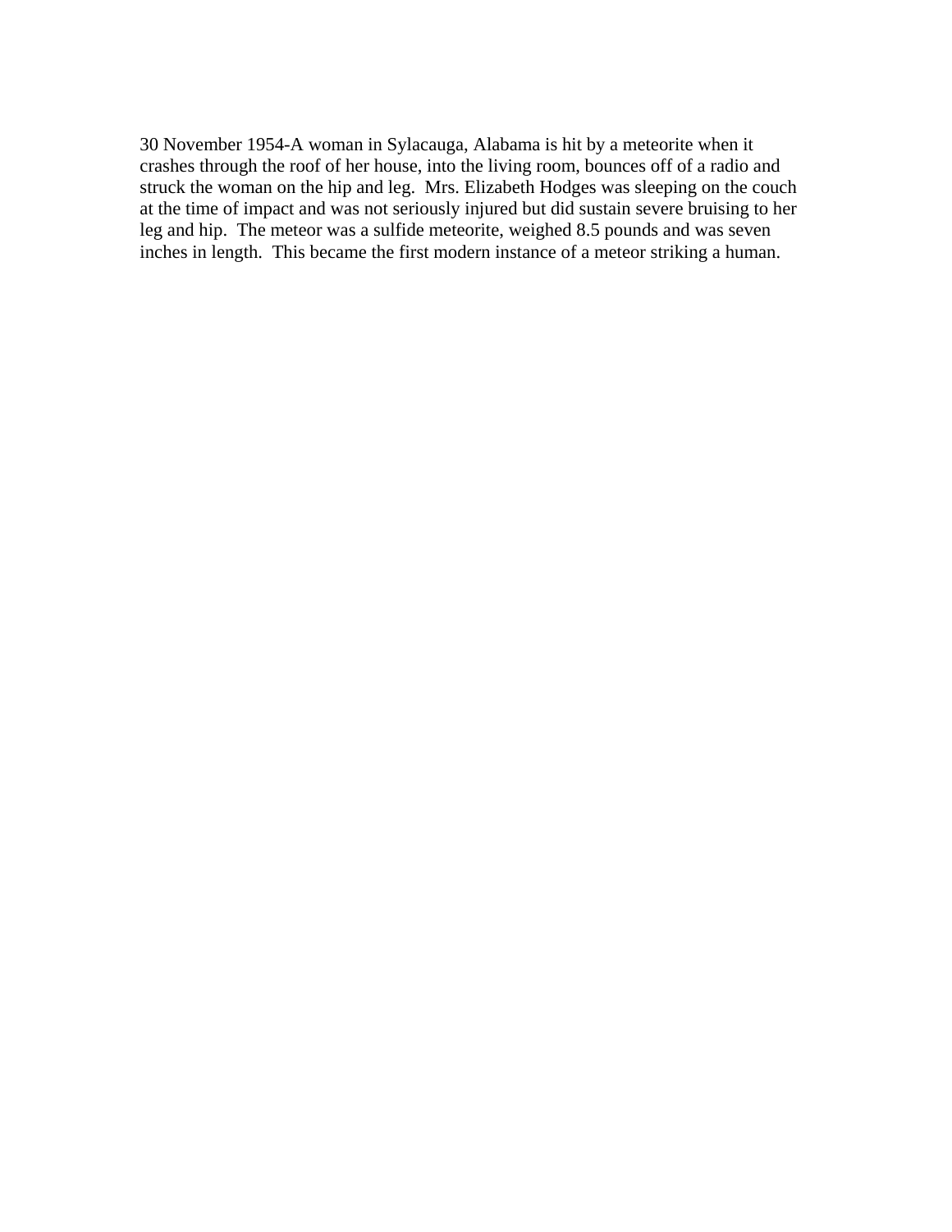30 November 1954-A woman in Sylacauga, Alabama is hit by a meteorite when it crashes through the roof of her house, into the living room, bounces off of a radio and struck the woman on the hip and leg.  Mrs. Elizabeth Hodges was sleeping on the couch at the time of impact and was not seriously injured but did sustain severe bruising to her leg and hip.  The meteor was a sulfide meteorite, weighed 8.5 pounds and was seven inches in length.  This became the first modern instance of a meteor striking a human.